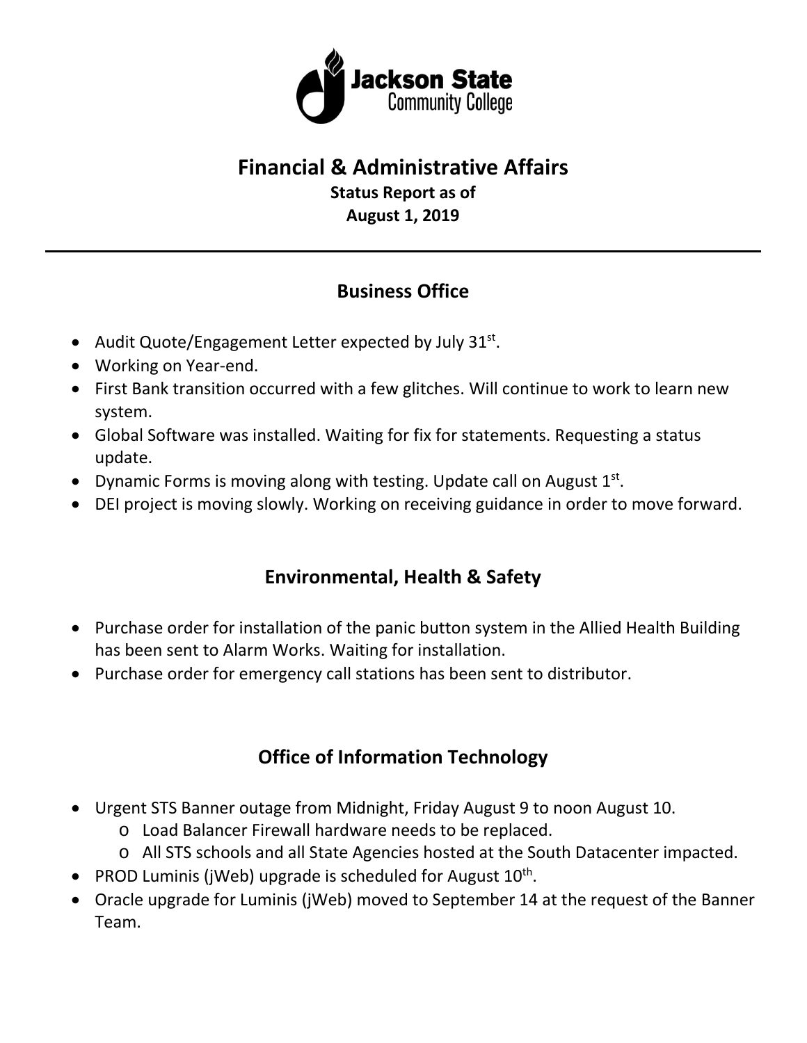Jackson State Community College

# Financial & Administrative Affairs

**Status Report as of**
**August 1, 2019**

---

## Business Office

- Audit Quote/Engagement Letter expected by July 31st.
- Working on Year-end.
- First Bank transition occurred with a few glitches. Will continue to work to learn new system.
- Global Software was installed. Waiting for fix for statements. Requesting a status update.
- Dynamic Forms is moving along with testing. Update call on August 1st.
- DEI project is moving slowly. Working on receiving guidance in order to move forward.

## Environmental, Health & Safety

- Purchase order for installation of the panic button system in the Allied Health Building has been sent to Alarm Works. Waiting for installation.
- Purchase order for emergency call stations has been sent to distributor.

## Office of Information Technology

- Urgent STS Banner outage from Midnight, Friday August 9 to noon August 10.
  - Load Balancer Firewall hardware needs to be replaced.
  - All STS schools and all State Agencies hosted at the South Datacenter impacted.
- PROD Luminis (jWeb) upgrade is scheduled for August 10th.
- Oracle upgrade for Luminis (jWeb) moved to September 14 at the request of the Banner Team.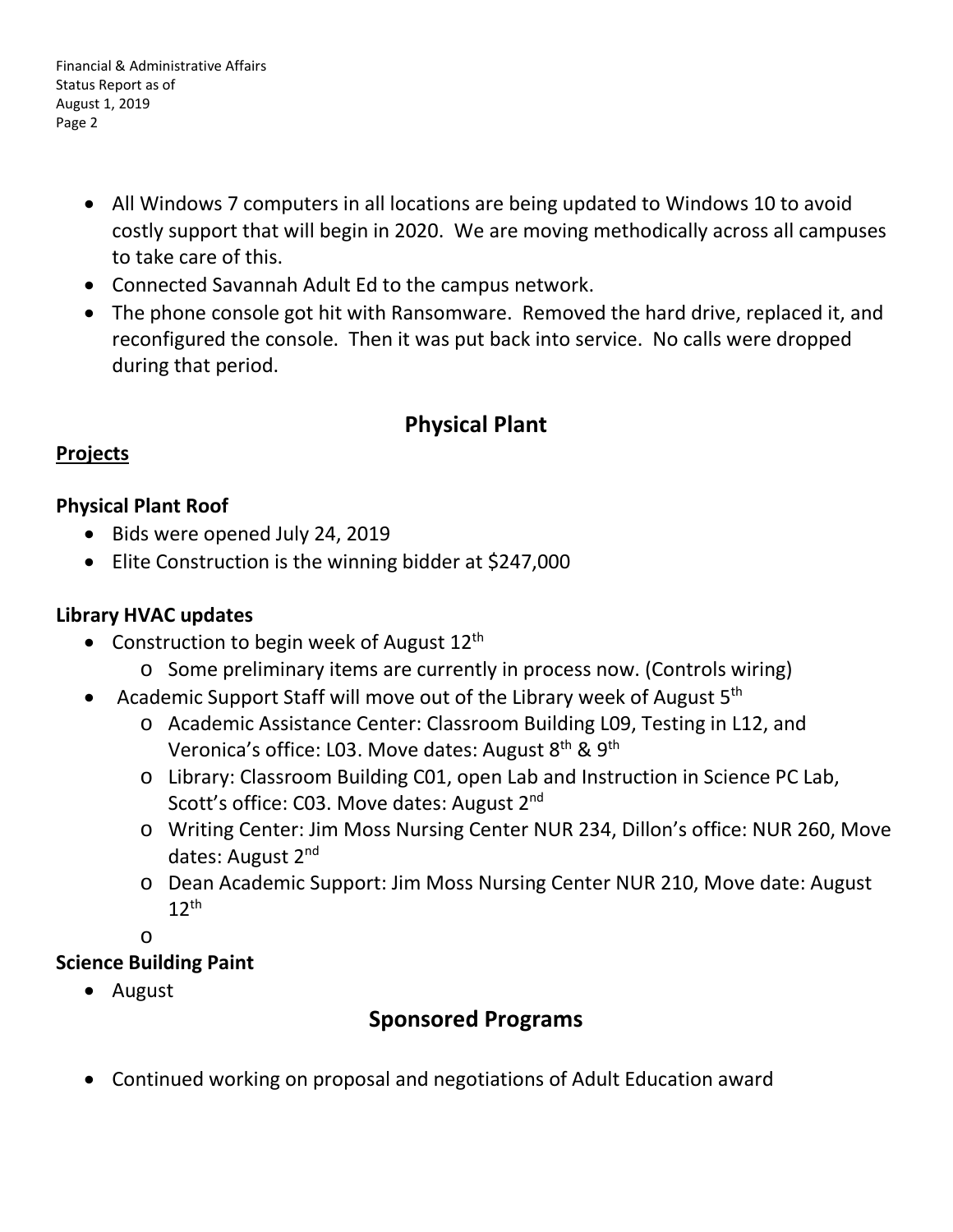- All Windows 7 computers in all locations are being updated to Windows 10 to avoid costly support that will begin in 2020. We are moving methodically across all campuses to take care of this.
- Connected Savannah Adult Ed to the campus network.
- The phone console got hit with Ransomware. Removed the hard drive, replaced it, and reconfigured the console. Then it was put back into service. No calls were dropped during that period.

## Physical Plant

**Projects**

### Physical Plant Roof

- Bids were opened July 24, 2019
- Elite Construction is the winning bidder at $247,000

### Library HVAC updates

- Construction to begin week of August 12th
  - Some preliminary items are currently in process now. (Controls wiring)
- Academic Support Staff will move out of the Library week of August 5th
  - Academic Assistance Center: Classroom Building L09, Testing in L12, and Veronica's office: L03. Move dates: August 8th & 9th
  - Library: Classroom Building C01, open Lab and Instruction in Science PC Lab, Scott's office: C03. Move dates: August 2nd
  - Writing Center: Jim Moss Nursing Center NUR 234, Dillon's office: NUR 260, Move dates: August 2nd
  - Dean Academic Support: Jim Moss Nursing Center NUR 210, Move date: August 12th

### Science Building Paint

- August

## Sponsored Programs

- Continued working on proposal and negotiations of Adult Education award